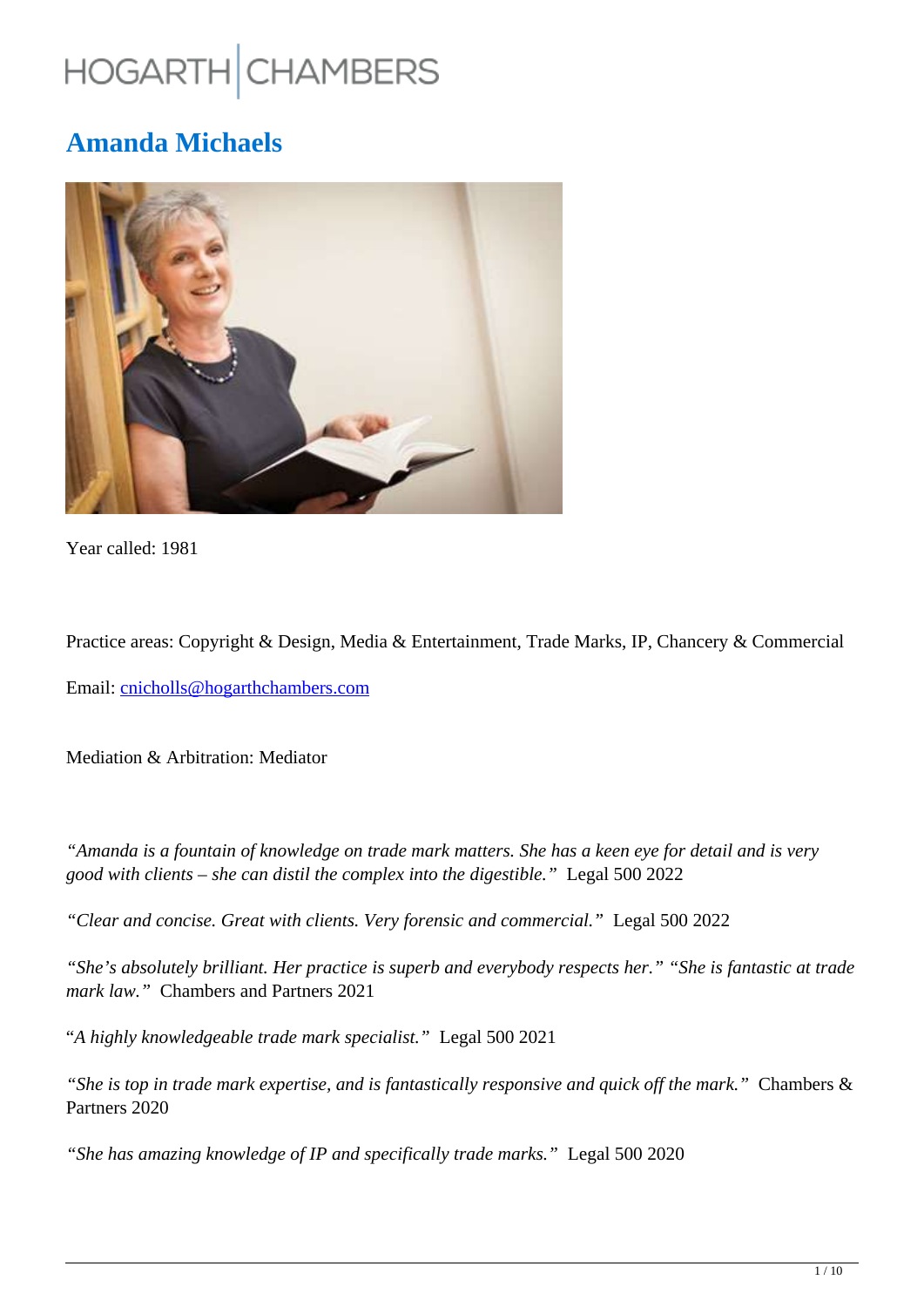HOGARTH | CHAMBERS

# Amanda Michaels

Year called: 1981

Practice areas: Copyright & Design, Media & Entertainment, Trade Marks, IP, Chancery & Commercial

Email: cnicholls@hogarthchambers.com

Mediation & Arbitration: Mediator

*"Amanda is a fountain of knowledge on trade mark matters. She has a keen eye for detail and is very good with clients – she can distil the complex into the digestible."* Legal 500 2022

*"Clear and concise. Great with clients. Very forensic and commercial."* Legal 500 2022

*"She's absolutely brilliant. Her practice is superb and everybody respects her." "She is fantastic at trade mark law."* Chambers and Partners 2021

"*A highly knowledgeable trade mark specialist."* Legal 500 2021

*"She is top in trade mark expertise, and is fantastically responsive and quick off the mark."* Chambers & Partners 2020

*"She has amazing knowledge of IP and specifically trade marks."* Legal 500 2020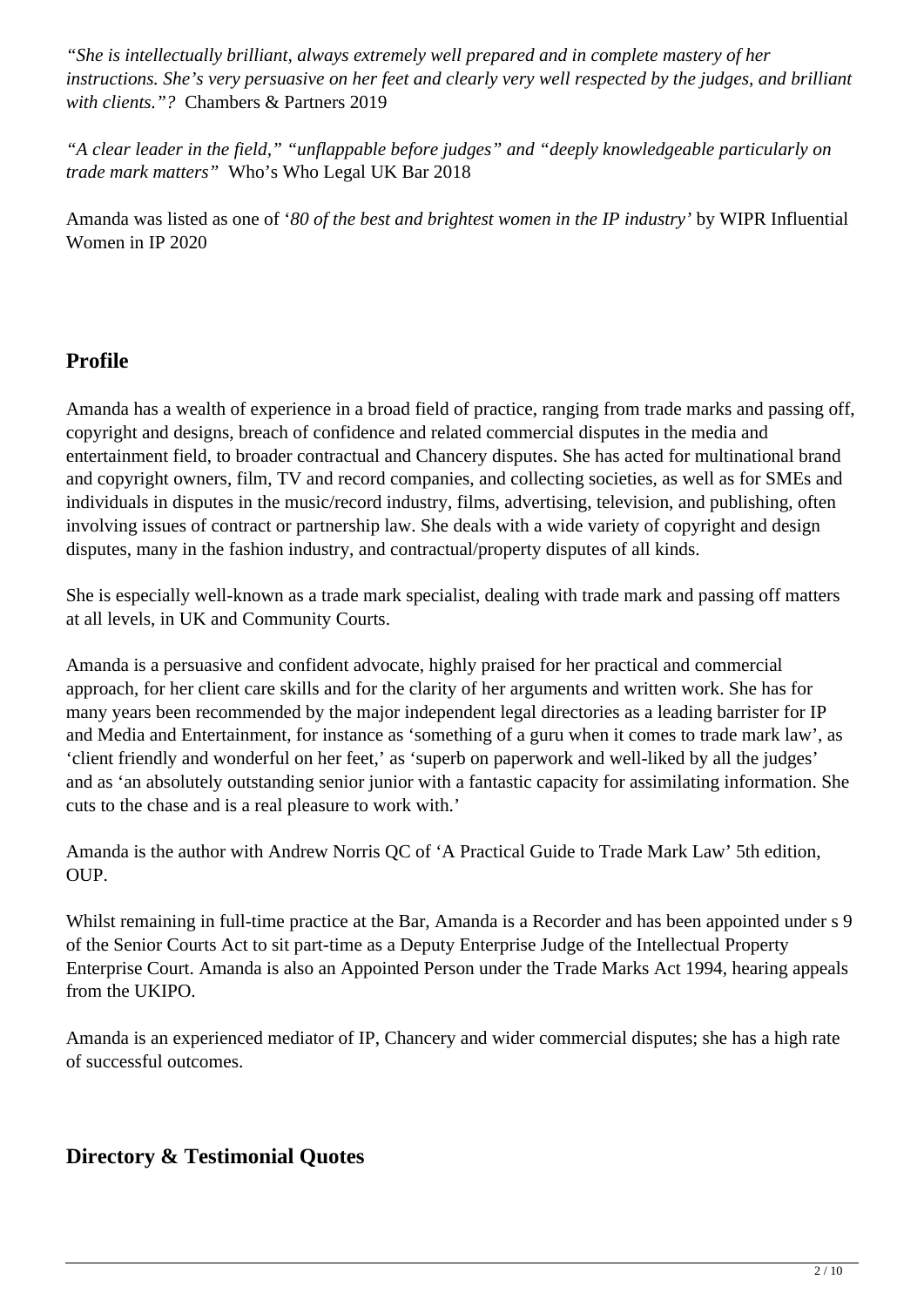*"She is intellectually brilliant, always extremely well prepared and in complete mastery of her instructions. She's very persuasive on her feet and clearly very well respected by the judges, and brilliant with clients."?* Chambers & Partners 2019

*"A clear leader in the field," "unflappable before judges" and "deeply knowledgeable particularly on trade mark matters"* Who's Who Legal UK Bar 2018

Amanda was listed as one of '*80 of the best and brightest women in the IP industry*' by WIPR Influential Women in IP 2020

## Profile

Amanda has a wealth of experience in a broad field of practice, ranging from trade marks and passing off, copyright and designs, breach of confidence and related commercial disputes in the media and entertainment field, to broader contractual and Chancery disputes. She has acted for multinational brand and copyright owners, film, TV and record companies, and collecting societies, as well as for SMEs and individuals in disputes in the music/record industry, films, advertising, television, and publishing, often involving issues of contract or partnership law. She deals with a wide variety of copyright and design disputes, many in the fashion industry, and contractual/property disputes of all kinds.

She is especially well-known as a trade mark specialist, dealing with trade mark and passing off matters at all levels, in UK and Community Courts.

Amanda is a persuasive and confident advocate, highly praised for her practical and commercial approach, for her client care skills and for the clarity of her arguments and written work. She has for many years been recommended by the major independent legal directories as a leading barrister for IP and Media and Entertainment, for instance as 'something of a guru when it comes to trade mark law', as 'client friendly and wonderful on her feet,' as 'superb on paperwork and well-liked by all the judges' and as 'an absolutely outstanding senior junior with a fantastic capacity for assimilating information. She cuts to the chase and is a real pleasure to work with.'

Amanda is the author with Andrew Norris QC of 'A Practical Guide to Trade Mark Law' 5th edition, OUP.

Whilst remaining in full-time practice at the Bar, Amanda is a Recorder and has been appointed under s 9 of the Senior Courts Act to sit part-time as a Deputy Enterprise Judge of the Intellectual Property Enterprise Court. Amanda is also an Appointed Person under the Trade Marks Act 1994, hearing appeals from the UKIPO.

Amanda is an experienced mediator of IP, Chancery and wider commercial disputes; she has a high rate of successful outcomes.

## Directory & Testimonial Quotes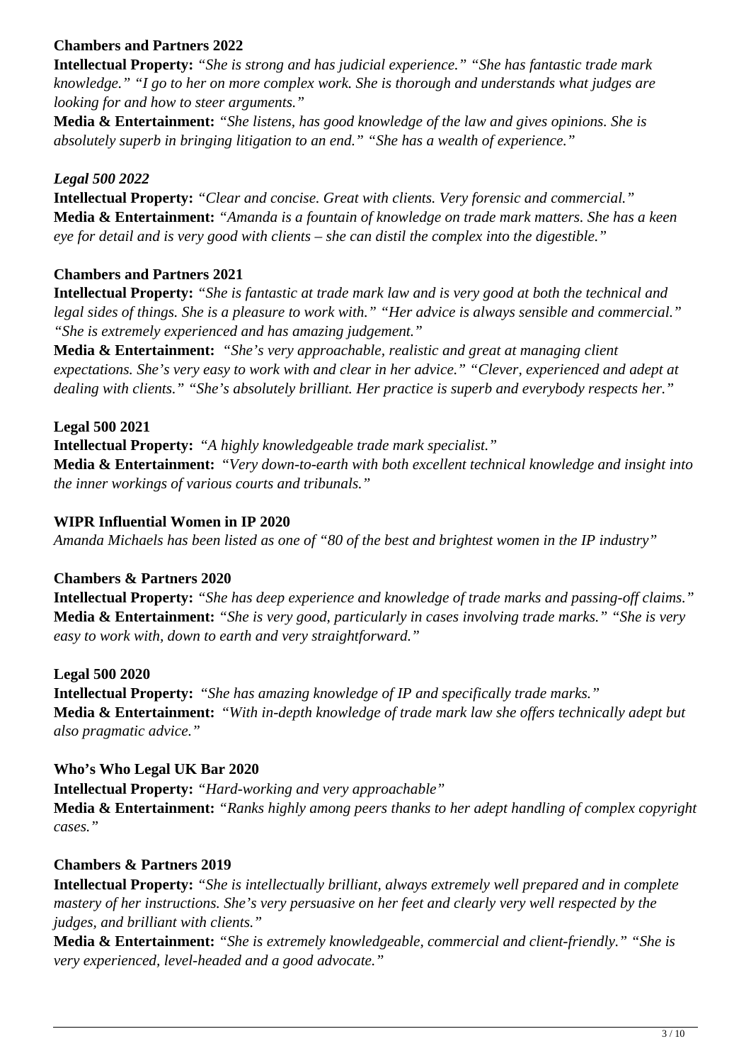**Chambers and Partners 2022**

**Intellectual Property:** *"She is strong and has judicial experience." "She has fantastic trade mark knowledge." "I go to her on more complex work. She is thorough and understands what judges are looking for and how to steer arguments."*

**Media & Entertainment:** *"She listens, has good knowledge of the law and gives opinions. She is absolutely superb in bringing litigation to an end." "She has a wealth of experience."*

***Legal 500 2022***

**Intellectual Property:** *"Clear and concise. Great with clients. Very forensic and commercial."*

**Media & Entertainment:** *"Amanda is a fountain of knowledge on trade mark matters. She has a keen eye for detail and is very good with clients – she can distil the complex into the digestible."*

**Chambers and Partners 2021**

**Intellectual Property:** *"She is fantastic at trade mark law and is very good at both the technical and legal sides of things. She is a pleasure to work with." "Her advice is always sensible and commercial." "She is extremely experienced and has amazing judgement."*

**Media & Entertainment:** *"She's very approachable, realistic and great at managing client expectations. She's very easy to work with and clear in her advice." "Clever, experienced and adept at dealing with clients." "She's absolutely brilliant. Her practice is superb and everybody respects her."*

**Legal 500 2021**

**Intellectual Property:** *"A highly knowledgeable trade mark specialist."*

**Media & Entertainment:** *"Very down-to-earth with both excellent technical knowledge and insight into the inner workings of various courts and tribunals."*

**WIPR Influential Women in IP 2020**

*Amanda Michaels has been listed as one of "80 of the best and brightest women in the IP industry"*

**Chambers & Partners 2020**

**Intellectual Property:** *"She has deep experience and knowledge of trade marks and passing-off claims."*

**Media & Entertainment:** *"She is very good, particularly in cases involving trade marks." "She is very easy to work with, down to earth and very straightforward."*

**Legal 500 2020**

**Intellectual Property:** *"She has amazing knowledge of IP and specifically trade marks."*

**Media & Entertainment:** *"With in-depth knowledge of trade mark law she offers technically adept but also pragmatic advice."*

**Who's Who Legal UK Bar 2020**

**Intellectual Property:** *"Hard-working and very approachable"*

**Media & Entertainment:** *"Ranks highly among peers thanks to her adept handling of complex copyright cases."*

**Chambers & Partners 2019**

**Intellectual Property:** *"She is intellectually brilliant, always extremely well prepared and in complete mastery of her instructions. She's very persuasive on her feet and clearly very well respected by the judges, and brilliant with clients."*

**Media & Entertainment:** *"She is extremely knowledgeable, commercial and client-friendly." "She is very experienced, level-headed and a good advocate."*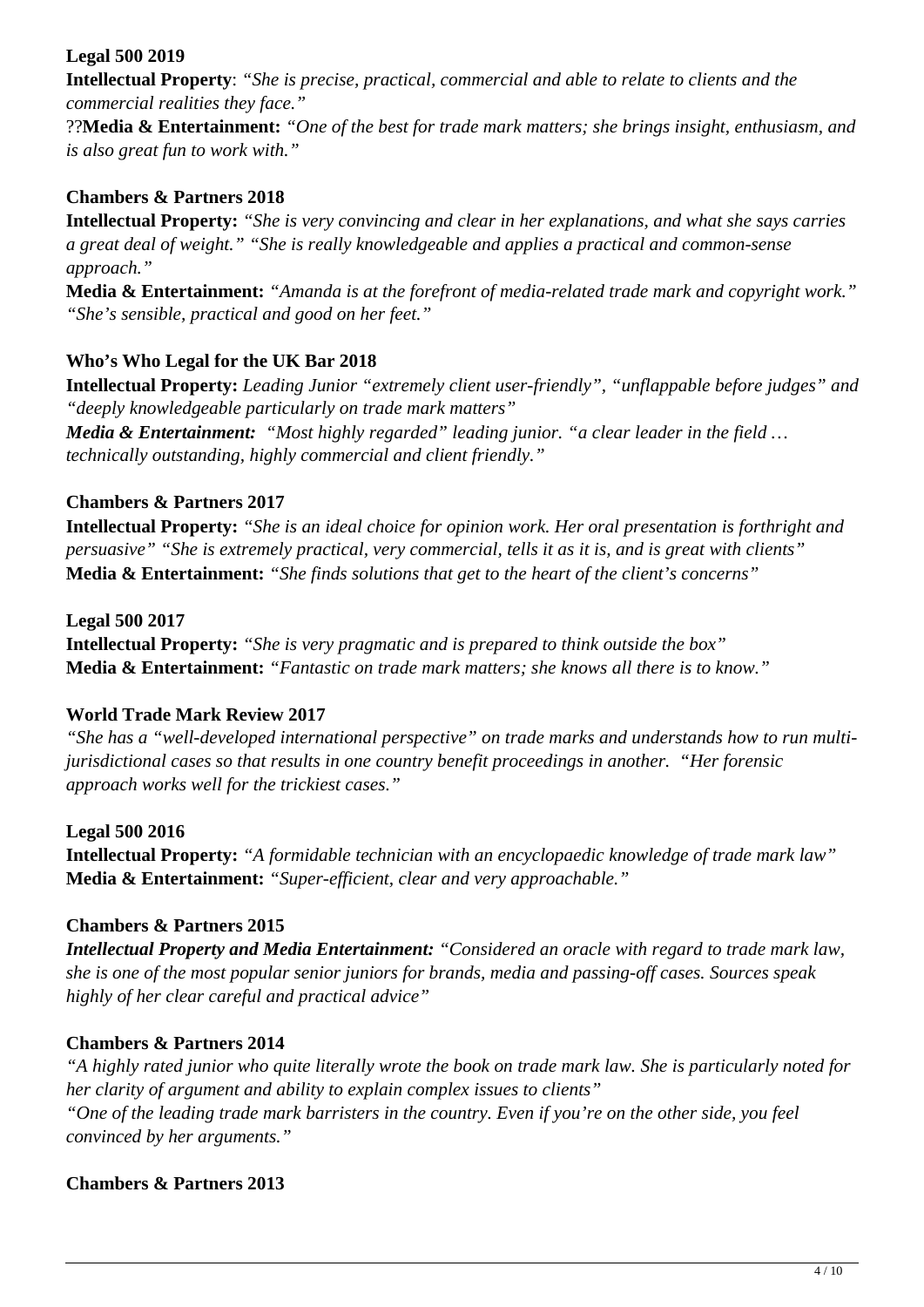**Legal 500 2019**

**Intellectual Property**: *"She is precise, practical, commercial and able to relate to clients and the commercial realities they face."*

??**Media & Entertainment:** *"One of the best for trade mark matters; she brings insight, enthusiasm, and is also great fun to work with."*

**Chambers & Partners 2018**

**Intellectual Property:** *"She is very convincing and clear in her explanations, and what she says carries a great deal of weight." "She is really knowledgeable and applies a practical and common-sense approach."*

**Media & Entertainment:** *"Amanda is at the forefront of media-related trade mark and copyright work." "She's sensible, practical and good on her feet."*

**Who's Who Legal for the UK Bar 2018**

**Intellectual Property:** *Leading Junior "extremely client user-friendly", "unflappable before judges" and "deeply knowledgeable particularly on trade mark matters"*

***Media & Entertainment:*** *"Most highly regarded" leading junior. "a clear leader in the field … technically outstanding, highly commercial and client friendly."*

**Chambers & Partners 2017**

**Intellectual Property:** *"She is an ideal choice for opinion work. Her oral presentation is forthright and persuasive" "She is extremely practical, very commercial, tells it as it is, and is great with clients"*

**Media & Entertainment:** *"She finds solutions that get to the heart of the client's concerns"*

**Legal 500 2017**

**Intellectual Property:** *"She is very pragmatic and is prepared to think outside the box"*

**Media & Entertainment:** *"Fantastic on trade mark matters; she knows all there is to know."*

**World Trade Mark Review 2017**

*"She has a "well-developed international perspective" on trade marks and understands how to run multi-jurisdictional cases so that results in one country benefit proceedings in another. "Her forensic approach works well for the trickiest cases."*

**Legal 500 2016**

**Intellectual Property:** *"A formidable technician with an encyclopaedic knowledge of trade mark law"*

**Media & Entertainment:** *"Super-efficient, clear and very approachable."*

**Chambers & Partners 2015**

***Intellectual Property and Media Entertainment:*** *"Considered an oracle with regard to trade mark law, she is one of the most popular senior juniors for brands, media and passing-off cases. Sources speak highly of her clear careful and practical advice"*

**Chambers & Partners 2014**

*"A highly rated junior who quite literally wrote the book on trade mark law. She is particularly noted for her clarity of argument and ability to explain complex issues to clients"*

*"One of the leading trade mark barristers in the country. Even if you're on the other side, you feel convinced by her arguments."*

**Chambers & Partners 2013**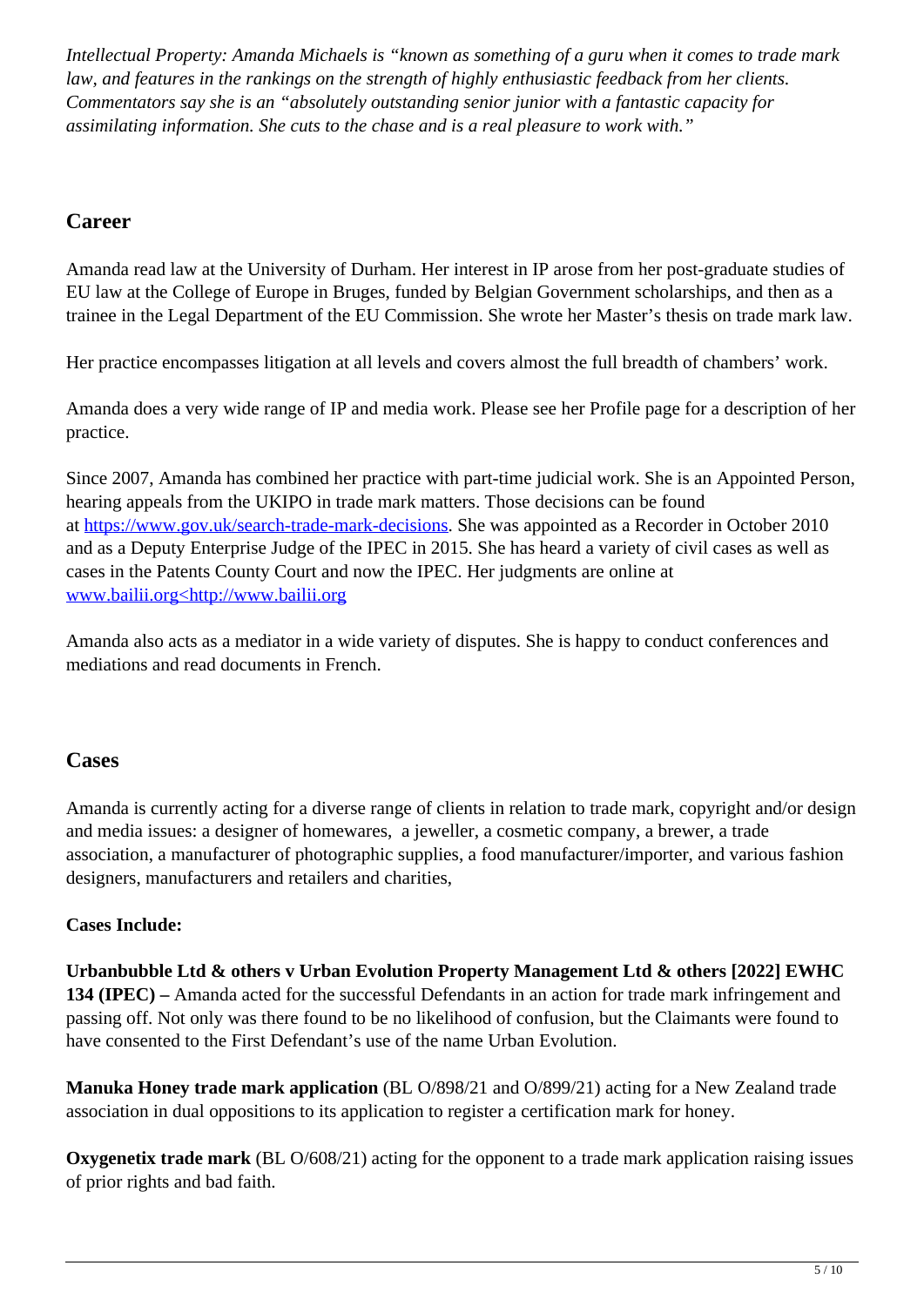*Intellectual Property: Amanda Michaels is "known as something of a guru when it comes to trade mark law, and features in the rankings on the strength of highly enthusiastic feedback from her clients. Commentators say she is an "absolutely outstanding senior junior with a fantastic capacity for assimilating information. She cuts to the chase and is a real pleasure to work with."*

## Career

Amanda read law at the University of Durham. Her interest in IP arose from her post-graduate studies of EU law at the College of Europe in Bruges, funded by Belgian Government scholarships, and then as a trainee in the Legal Department of the EU Commission. She wrote her Master's thesis on trade mark law.

Her practice encompasses litigation at all levels and covers almost the full breadth of chambers' work.

Amanda does a very wide range of IP and media work. Please see her Profile page for a description of her practice.

Since 2007, Amanda has combined her practice with part-time judicial work. She is an Appointed Person, hearing appeals from the UKIPO in trade mark matters. Those decisions can be found at [https://www.gov.uk/search-trade-mark-decisions](https://www.gov.uk/search-trade-mark-decisions). She was appointed as a Recorder in October 2010 and as a Deputy Enterprise Judge of the IPEC in 2015. She has heard a variety of civil cases as well as cases in the Patents County Court and now the IPEC. Her judgments are online at [www.bailii.org<http://www.bailii.org](http://www.bailii.org)

Amanda also acts as a mediator in a wide variety of disputes. She is happy to conduct conferences and mediations and read documents in French.

## Cases

Amanda is currently acting for a diverse range of clients in relation to trade mark, copyright and/or design and media issues: a designer of homewares, a jeweller, a cosmetic company, a brewer, a trade association, a manufacturer of photographic supplies, a food manufacturer/importer, and various fashion designers, manufacturers and retailers and charities,

**Cases Include:**

**Urbanbubble Ltd & others v Urban Evolution Property Management Ltd & others [2022] EWHC 134 (IPEC) –** Amanda acted for the successful Defendants in an action for trade mark infringement and passing off. Not only was there found to be no likelihood of confusion, but the Claimants were found to have consented to the First Defendant's use of the name Urban Evolution.

**Manuka Honey trade mark application** (BL O/898/21 and O/899/21) acting for a New Zealand trade association in dual oppositions to its application to register a certification mark for honey.

**Oxygenetix trade mark** (BL O/608/21) acting for the opponent to a trade mark application raising issues of prior rights and bad faith.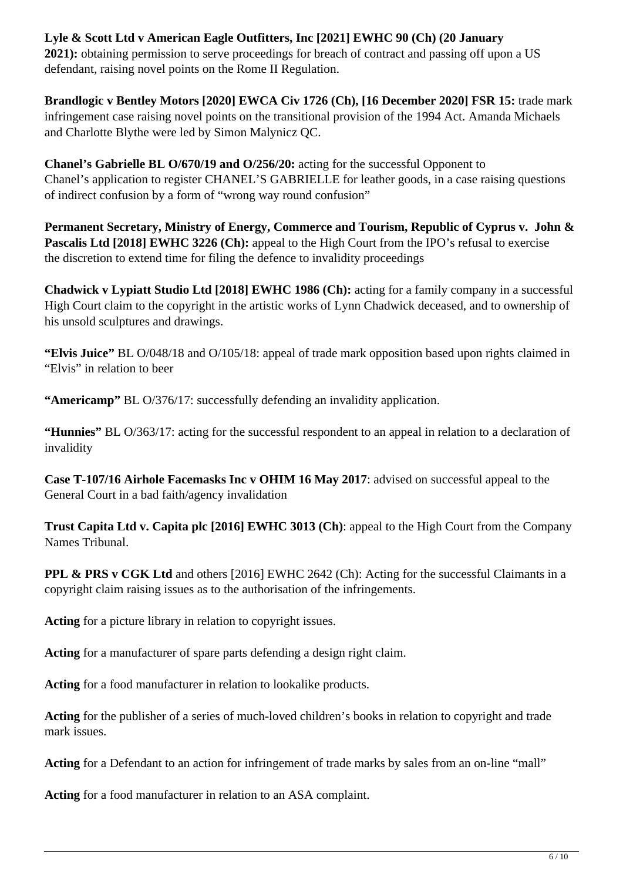**Lyle & Scott Ltd v American Eagle Outfitters, Inc [2021] EWHC 90 (Ch) (20 January 2021):** obtaining permission to serve proceedings for breach of contract and passing off upon a US defendant, raising novel points on the Rome II Regulation.

**Brandlogic v Bentley Motors [2020] EWCA Civ 1726 (Ch), [16 December 2020] FSR 15:** trade mark infringement case raising novel points on the transitional provision of the 1994 Act. Amanda Michaels and Charlotte Blythe were led by Simon Malynicz QC.

**Chanel's Gabrielle BL O/670/19 and O/256/20:** acting for the successful Opponent to Chanel's application to register CHANEL'S GABRIELLE for leather goods, in a case raising questions of indirect confusion by a form of "wrong way round confusion"

**Permanent Secretary, Ministry of Energy, Commerce and Tourism, Republic of Cyprus v. John & Pascalis Ltd [2018] EWHC 3226 (Ch):** appeal to the High Court from the IPO's refusal to exercise the discretion to extend time for filing the defence to invalidity proceedings

**Chadwick v Lypiatt Studio Ltd [2018] EWHC 1986 (Ch):** acting for a family company in a successful High Court claim to the copyright in the artistic works of Lynn Chadwick deceased, and to ownership of his unsold sculptures and drawings.

**"Elvis Juice"** BL O/048/18 and O/105/18: appeal of trade mark opposition based upon rights claimed in "Elvis" in relation to beer

**"Americamp"** BL O/376/17: successfully defending an invalidity application.

**"Hunnies"** BL O/363/17: acting for the successful respondent to an appeal in relation to a declaration of invalidity

**Case T-107/16 Airhole Facemasks Inc v OHIM 16 May 2017**: advised on successful appeal to the General Court in a bad faith/agency invalidation

**Trust Capita Ltd v. Capita plc [2016] EWHC 3013 (Ch)**: appeal to the High Court from the Company Names Tribunal.

**PPL & PRS v CGK Ltd** and others [2016] EWHC 2642 (Ch): Acting for the successful Claimants in a copyright claim raising issues as to the authorisation of the infringements.

**Acting** for a picture library in relation to copyright issues.

**Acting** for a manufacturer of spare parts defending a design right claim.

**Acting** for a food manufacturer in relation to lookalike products.

**Acting** for the publisher of a series of much-loved children's books in relation to copyright and trade mark issues.

**Acting** for a Defendant to an action for infringement of trade marks by sales from an on-line "mall"

**Acting** for a food manufacturer in relation to an ASA complaint.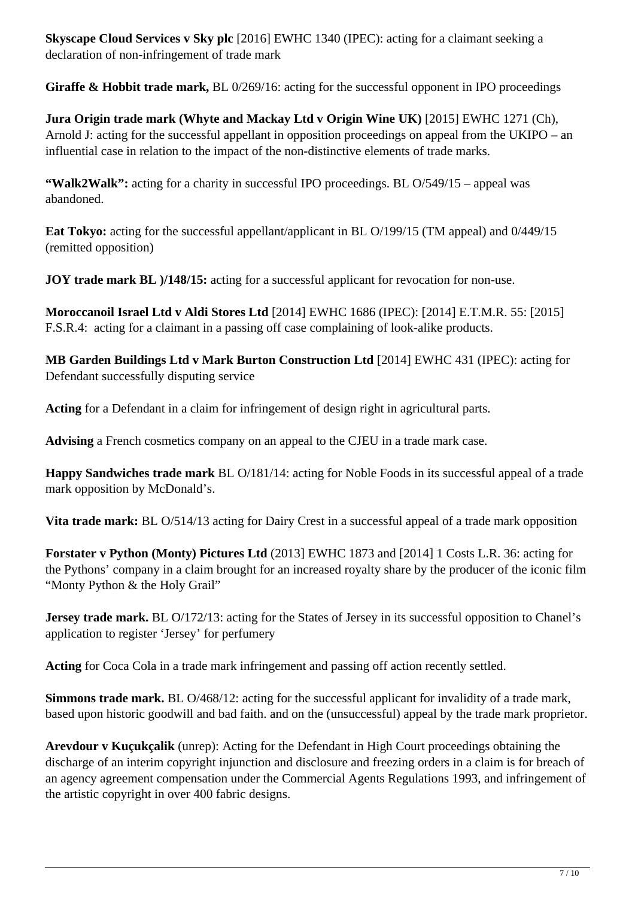**Skyscape Cloud Services v Sky plc** [2016] EWHC 1340 (IPEC): acting for a claimant seeking a declaration of non-infringement of trade mark

**Giraffe & Hobbit trade mark,** BL 0/269/16: acting for the successful opponent in IPO proceedings

**Jura Origin trade mark (Whyte and Mackay Ltd v Origin Wine UK)** [2015] EWHC 1271 (Ch), Arnold J: acting for the successful appellant in opposition proceedings on appeal from the UKIPO – an influential case in relation to the impact of the non-distinctive elements of trade marks.

**"Walk2Walk":** acting for a charity in successful IPO proceedings. BL O/549/15 – appeal was abandoned.

**Eat Tokyo:** acting for the successful appellant/applicant in BL O/199/15 (TM appeal) and 0/449/15 (remitted opposition)

**JOY trade mark BL )/148/15:** acting for a successful applicant for revocation for non-use.

**Moroccanoil Israel Ltd v Aldi Stores Ltd** [2014] EWHC 1686 (IPEC): [2014] E.T.M.R. 55: [2015] F.S.R.4: acting for a claimant in a passing off case complaining of look-alike products.

**MB Garden Buildings Ltd v Mark Burton Construction Ltd** [2014] EWHC 431 (IPEC): acting for Defendant successfully disputing service

**Acting** for a Defendant in a claim for infringement of design right in agricultural parts.

**Advising** a French cosmetics company on an appeal to the CJEU in a trade mark case.

**Happy Sandwiches trade mark** BL O/181/14: acting for Noble Foods in its successful appeal of a trade mark opposition by McDonald's.

**Vita trade mark:** BL O/514/13 acting for Dairy Crest in a successful appeal of a trade mark opposition

**Forstater v Python (Monty) Pictures Ltd** (2013] EWHC 1873 and [2014] 1 Costs L.R. 36: acting for the Pythons' company in a claim brought for an increased royalty share by the producer of the iconic film "Monty Python & the Holy Grail"

**Jersey trade mark.** BL O/172/13: acting for the States of Jersey in its successful opposition to Chanel's application to register 'Jersey' for perfumery

**Acting** for Coca Cola in a trade mark infringement and passing off action recently settled.

**Simmons trade mark.** BL O/468/12: acting for the successful applicant for invalidity of a trade mark, based upon historic goodwill and bad faith. and on the (unsuccessful) appeal by the trade mark proprietor.

**Arevdour v Kuçukçalik** (unrep): Acting for the Defendant in High Court proceedings obtaining the discharge of an interim copyright injunction and disclosure and freezing orders in a claim is for breach of an agency agreement compensation under the Commercial Agents Regulations 1993, and infringement of the artistic copyright in over 400 fabric designs.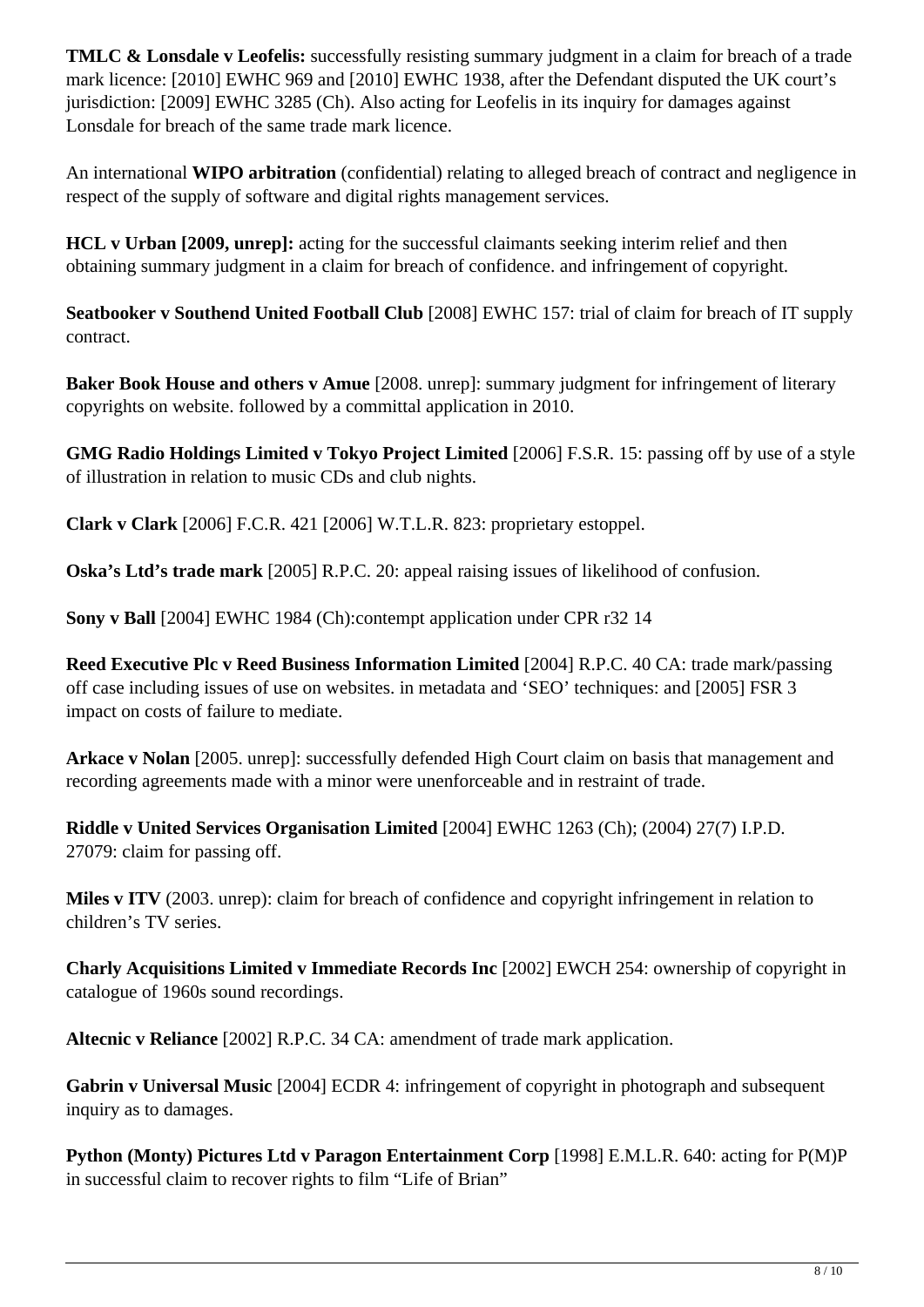**TMLC & Lonsdale v Leofelis:** successfully resisting summary judgment in a claim for breach of a trade mark licence: [2010] EWHC 969 and [2010] EWHC 1938, after the Defendant disputed the UK court's jurisdiction: [2009] EWHC 3285 (Ch). Also acting for Leofelis in its inquiry for damages against Lonsdale for breach of the same trade mark licence.

An international **WIPO arbitration** (confidential) relating to alleged breach of contract and negligence in respect of the supply of software and digital rights management services.

**HCL v Urban [2009, unrep]:** acting for the successful claimants seeking interim relief and then obtaining summary judgment in a claim for breach of confidence. and infringement of copyright.

**Seatbooker v Southend United Football Club** [2008] EWHC 157: trial of claim for breach of IT supply contract.

**Baker Book House and others v Amue** [2008. unrep]: summary judgment for infringement of literary copyrights on website. followed by a committal application in 2010.

**GMG Radio Holdings Limited v Tokyo Project Limited** [2006] F.S.R. 15: passing off by use of a style of illustration in relation to music CDs and club nights.

**Clark v Clark** [2006] F.C.R. 421 [2006] W.T.L.R. 823: proprietary estoppel.

**Oska's Ltd's trade mark** [2005] R.P.C. 20: appeal raising issues of likelihood of confusion.

**Sony v Ball** [2004] EWHC 1984 (Ch):contempt application under CPR r32 14

**Reed Executive Plc v Reed Business Information Limited** [2004] R.P.C. 40 CA: trade mark/passing off case including issues of use on websites. in metadata and 'SEO' techniques: and [2005] FSR 3 impact on costs of failure to mediate.

**Arkace v Nolan** [2005. unrep]: successfully defended High Court claim on basis that management and recording agreements made with a minor were unenforceable and in restraint of trade.

**Riddle v United Services Organisation Limited** [2004] EWHC 1263 (Ch); (2004) 27(7) I.P.D. 27079: claim for passing off.

**Miles v ITV** (2003. unrep): claim for breach of confidence and copyright infringement in relation to children's TV series.

**Charly Acquisitions Limited v Immediate Records Inc** [2002] EWCH 254: ownership of copyright in catalogue of 1960s sound recordings.

**Altecnic v Reliance** [2002] R.P.C. 34 CA: amendment of trade mark application.

**Gabrin v Universal Music** [2004] ECDR 4: infringement of copyright in photograph and subsequent inquiry as to damages.

**Python (Monty) Pictures Ltd v Paragon Entertainment Corp** [1998] E.M.L.R. 640: acting for P(M)P in successful claim to recover rights to film "Life of Brian"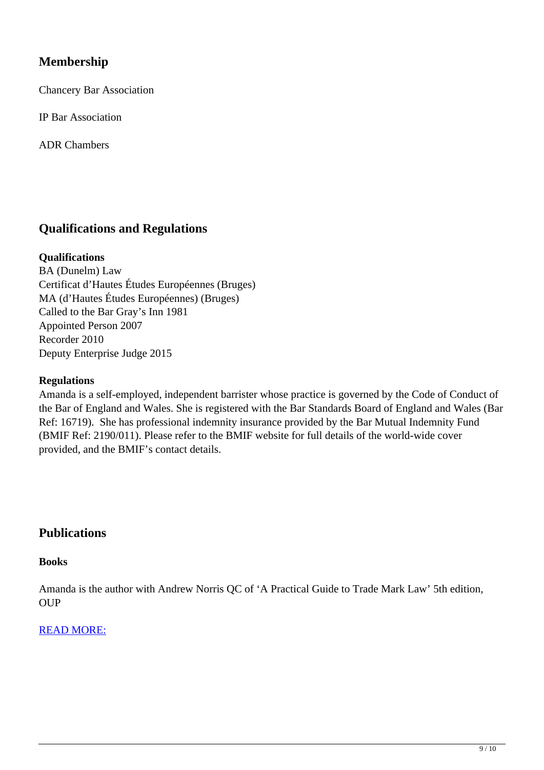## Membership

Chancery Bar Association

IP Bar Association

ADR Chambers

## Qualifications and Regulations

**Qualifications**
BA (Dunelm) Law
Certificat d'Hautes Études Européennes (Bruges)
MA (d'Hautes Études Européennes) (Bruges)
Called to the Bar Gray's Inn 1981
Appointed Person 2007
Recorder 2010
Deputy Enterprise Judge 2015

**Regulations**
Amanda is a self-employed, independent barrister whose practice is governed by the Code of Conduct of the Bar of England and Wales. She is registered with the Bar Standards Board of England and Wales (Bar Ref: 16719). She has professional indemnity insurance provided by the Bar Mutual Indemnity Fund (BMIF Ref: 2190/011). Please refer to the BMIF website for full details of the world-wide cover provided, and the BMIF's contact details.

## Publications

**Books**

Amanda is the author with Andrew Norris QC of 'A Practical Guide to Trade Mark Law' 5th edition, OUP

READ MORE: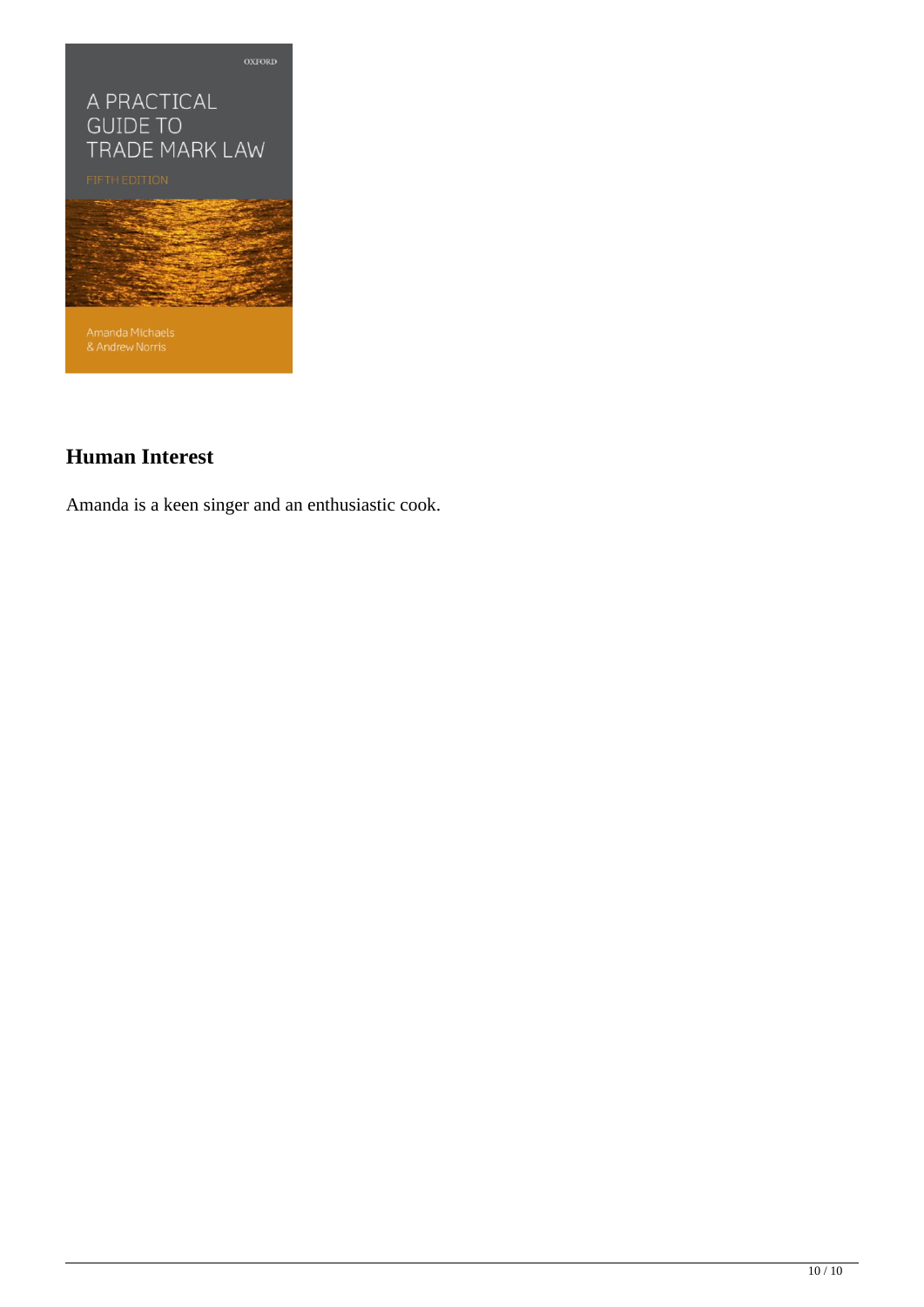## Human Interest

Amanda is a keen singer and an enthusiastic cook.